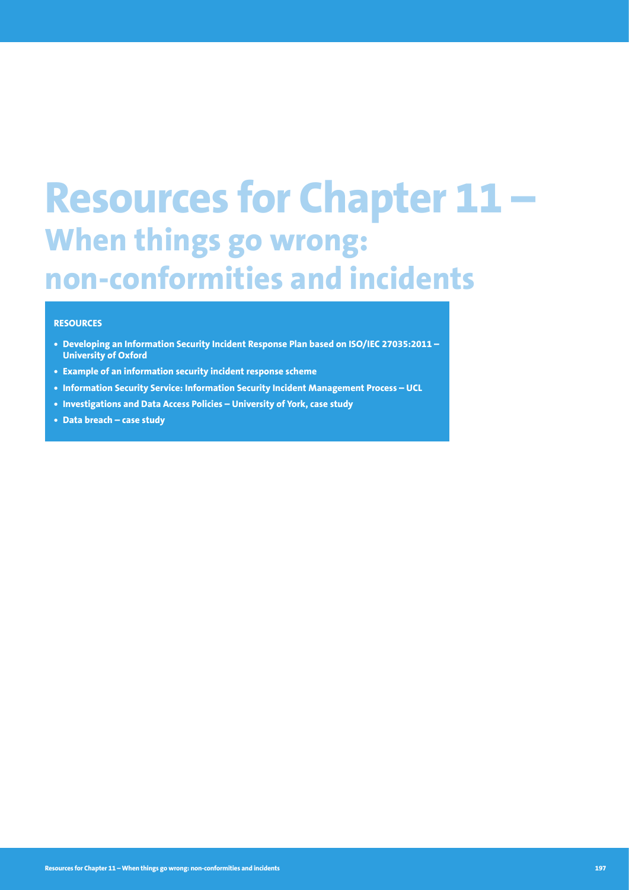# Resources for Chapter 11 –
## When things go wrong: non-conformities and incidents

**RESOURCES**

- **Developing an Information Security Incident Response Plan based on ISO/IEC 27035:2011 – University of Oxford**
- **Example of an information security incident response scheme**
- **Information Security Service: Information Security Incident Management Process – UCL**
- **Investigations and Data Access Policies – University of York, case study**
- **Data breach – case study**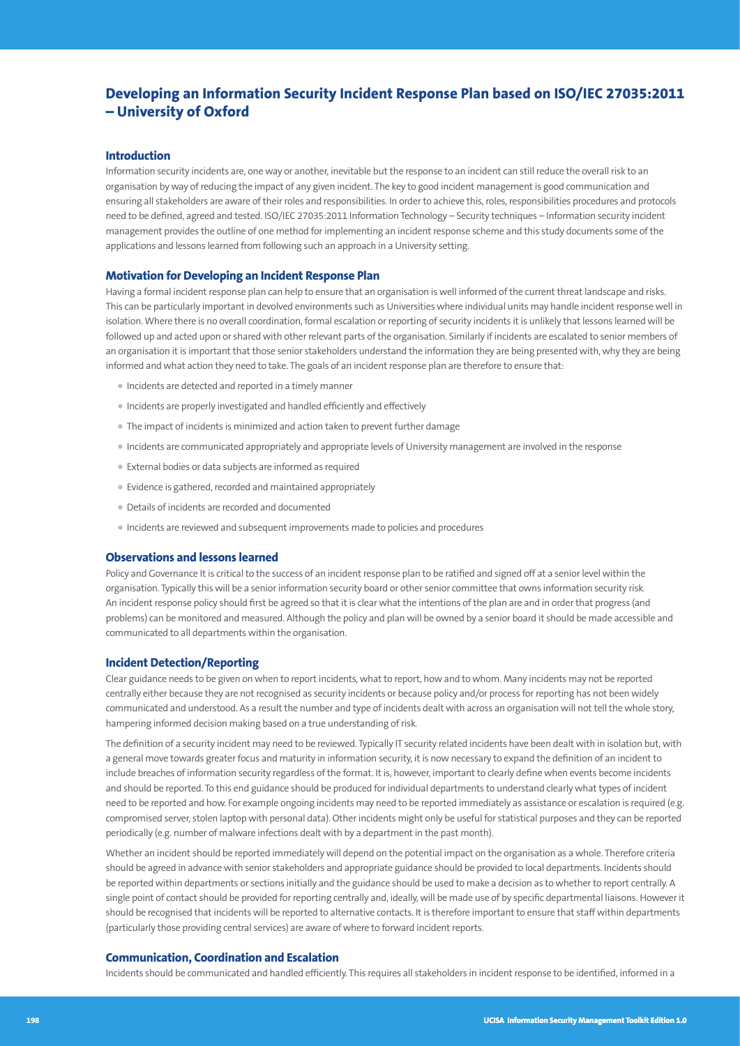## Developing an Information Security Incident Response Plan based on ISO/IEC 27035:2011 – University of Oxford

### Introduction

Information security incidents are, one way or another, inevitable but the response to an incident can still reduce the overall risk to an organisation by way of reducing the impact of any given incident. The key to good incident management is good communication and ensuring all stakeholders are aware of their roles and responsibilities. In order to achieve this, roles, responsibilities procedures and protocols need to be defined, agreed and tested. ISO/IEC 27035:2011 Information Technology – Security techniques – Information security incident management provides the outline of one method for implementing an incident response scheme and this study documents some of the applications and lessons learned from following such an approach in a University setting.

### Motivation for Developing an Incident Response Plan

Having a formal incident response plan can help to ensure that an organisation is well informed of the current threat landscape and risks. This can be particularly important in devolved environments such as Universities where individual units may handle incident response well in isolation. Where there is no overall coordination, formal escalation or reporting of security incidents it is unlikely that lessons learned will be followed up and acted upon or shared with other relevant parts of the organisation. Similarly if incidents are escalated to senior members of an organisation it is important that those senior stakeholders understand the information they are being presented with, why they are being informed and what action they need to take. The goals of an incident response plan are therefore to ensure that:

- Incidents are detected and reported in a timely manner
- Incidents are properly investigated and handled efficiently and effectively
- The impact of incidents is minimized and action taken to prevent further damage
- Incidents are communicated appropriately and appropriate levels of University management are involved in the response
- External bodies or data subjects are informed as required
- Evidence is gathered, recorded and maintained appropriately
- Details of incidents are recorded and documented
- Incidents are reviewed and subsequent improvements made to policies and procedures

### Observations and lessons learned

Policy and Governance It is critical to the success of an incident response plan to be ratified and signed off at a senior level within the organisation. Typically this will be a senior information security board or other senior committee that owns information security risk. An incident response policy should first be agreed so that it is clear what the intentions of the plan are and in order that progress (and problems) can be monitored and measured. Although the policy and plan will be owned by a senior board it should be made accessible and communicated to all departments within the organisation.

### Incident Detection/Reporting

Clear guidance needs to be given on when to report incidents, what to report, how and to whom. Many incidents may not be reported centrally either because they are not recognised as security incidents or because policy and/or process for reporting has not been widely communicated and understood. As a result the number and type of incidents dealt with across an organisation will not tell the whole story, hampering informed decision making based on a true understanding of risk.

The definition of a security incident may need to be reviewed. Typically IT security related incidents have been dealt with in isolation but, with a general move towards greater focus and maturity in information security, it is now necessary to expand the definition of an incident to include breaches of information security regardless of the format. It is, however, important to clearly define when events become incidents and should be reported. To this end guidance should be produced for individual departments to understand clearly what types of incident need to be reported and how. For example ongoing incidents may need to be reported immediately as assistance or escalation is required (e.g. compromised server, stolen laptop with personal data). Other incidents might only be useful for statistical purposes and they can be reported periodically (e.g. number of malware infections dealt with by a department in the past month).

Whether an incident should be reported immediately will depend on the potential impact on the organisation as a whole. Therefore criteria should be agreed in advance with senior stakeholders and appropriate guidance should be provided to local departments. Incidents should be reported within departments or sections initially and the guidance should be used to make a decision as to whether to report centrally. A single point of contact should be provided for reporting centrally and, ideally, will be made use of by specific departmental liaisons. However it should be recognised that incidents will be reported to alternative contacts. It is therefore important to ensure that staff within departments (particularly those providing central services) are aware of where to forward incident reports.

### Communication, Coordination and Escalation

Incidents should be communicated and handled efficiently. This requires all stakeholders in incident response to be identified, informed in a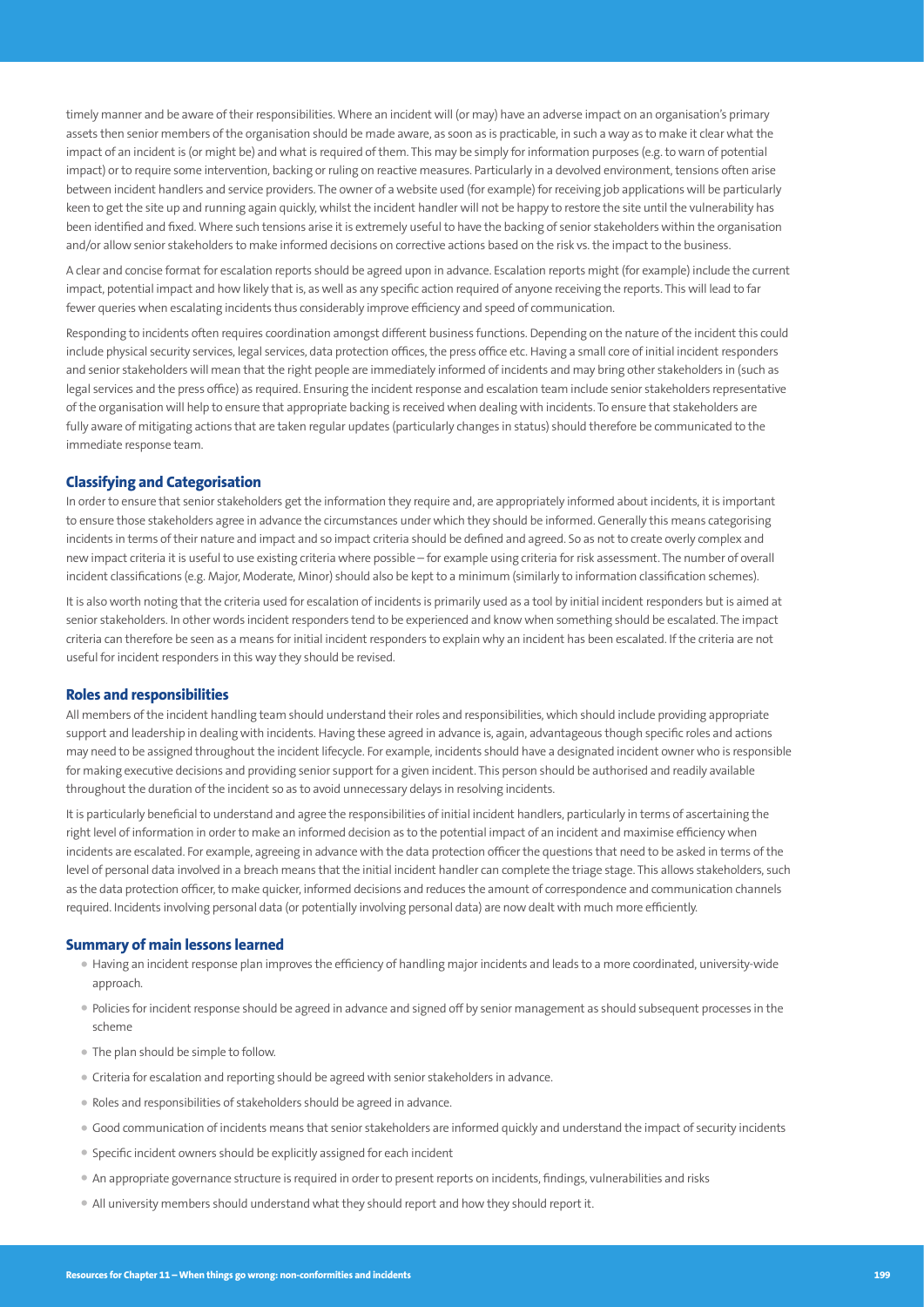timely manner and be aware of their responsibilities. Where an incident will (or may) have an adverse impact on an organisation's primary assets then senior members of the organisation should be made aware, as soon as is practicable, in such a way as to make it clear what the impact of an incident is (or might be) and what is required of them. This may be simply for information purposes (e.g. to warn of potential impact) or to require some intervention, backing or ruling on reactive measures. Particularly in a devolved environment, tensions often arise between incident handlers and service providers. The owner of a website used (for example) for receiving job applications will be particularly keen to get the site up and running again quickly, whilst the incident handler will not be happy to restore the site until the vulnerability has been identified and fixed. Where such tensions arise it is extremely useful to have the backing of senior stakeholders within the organisation and/or allow senior stakeholders to make informed decisions on corrective actions based on the risk vs. the impact to the business.

A clear and concise format for escalation reports should be agreed upon in advance. Escalation reports might (for example) include the current impact, potential impact and how likely that is, as well as any specific action required of anyone receiving the reports. This will lead to far fewer queries when escalating incidents thus considerably improve efficiency and speed of communication.

Responding to incidents often requires coordination amongst different business functions. Depending on the nature of the incident this could include physical security services, legal services, data protection offices, the press office etc. Having a small core of initial incident responders and senior stakeholders will mean that the right people are immediately informed of incidents and may bring other stakeholders in (such as legal services and the press office) as required. Ensuring the incident response and escalation team include senior stakeholders representative of the organisation will help to ensure that appropriate backing is received when dealing with incidents. To ensure that stakeholders are fully aware of mitigating actions that are taken regular updates (particularly changes in status) should therefore be communicated to the immediate response team.

### Classifying and Categorisation

In order to ensure that senior stakeholders get the information they require and, are appropriately informed about incidents, it is important to ensure those stakeholders agree in advance the circumstances under which they should be informed. Generally this means categorising incidents in terms of their nature and impact and so impact criteria should be defined and agreed. So as not to create overly complex and new impact criteria it is useful to use existing criteria where possible – for example using criteria for risk assessment. The number of overall incident classifications (e.g. Major, Moderate, Minor) should also be kept to a minimum (similarly to information classification schemes).

It is also worth noting that the criteria used for escalation of incidents is primarily used as a tool by initial incident responders but is aimed at senior stakeholders. In other words incident responders tend to be experienced and know when something should be escalated. The impact criteria can therefore be seen as a means for initial incident responders to explain why an incident has been escalated. If the criteria are not useful for incident responders in this way they should be revised.

### Roles and responsibilities

All members of the incident handling team should understand their roles and responsibilities, which should include providing appropriate support and leadership in dealing with incidents. Having these agreed in advance is, again, advantageous though specific roles and actions may need to be assigned throughout the incident lifecycle. For example, incidents should have a designated incident owner who is responsible for making executive decisions and providing senior support for a given incident. This person should be authorised and readily available throughout the duration of the incident so as to avoid unnecessary delays in resolving incidents.

It is particularly beneficial to understand and agree the responsibilities of initial incident handlers, particularly in terms of ascertaining the right level of information in order to make an informed decision as to the potential impact of an incident and maximise efficiency when incidents are escalated. For example, agreeing in advance with the data protection officer the questions that need to be asked in terms of the level of personal data involved in a breach means that the initial incident handler can complete the triage stage. This allows stakeholders, such as the data protection officer, to make quicker, informed decisions and reduces the amount of correspondence and communication channels required. Incidents involving personal data (or potentially involving personal data) are now dealt with much more efficiently.

### Summary of main lessons learned

- Having an incident response plan improves the efficiency of handling major incidents and leads to a more coordinated, university-wide approach.
- Policies for incident response should be agreed in advance and signed off by senior management as should subsequent processes in the scheme
- The plan should be simple to follow.
- Criteria for escalation and reporting should be agreed with senior stakeholders in advance.
- Roles and responsibilities of stakeholders should be agreed in advance.
- Good communication of incidents means that senior stakeholders are informed quickly and understand the impact of security incidents
- Specific incident owners should be explicitly assigned for each incident
- An appropriate governance structure is required in order to present reports on incidents, findings, vulnerabilities and risks
- All university members should understand what they should report and how they should report it.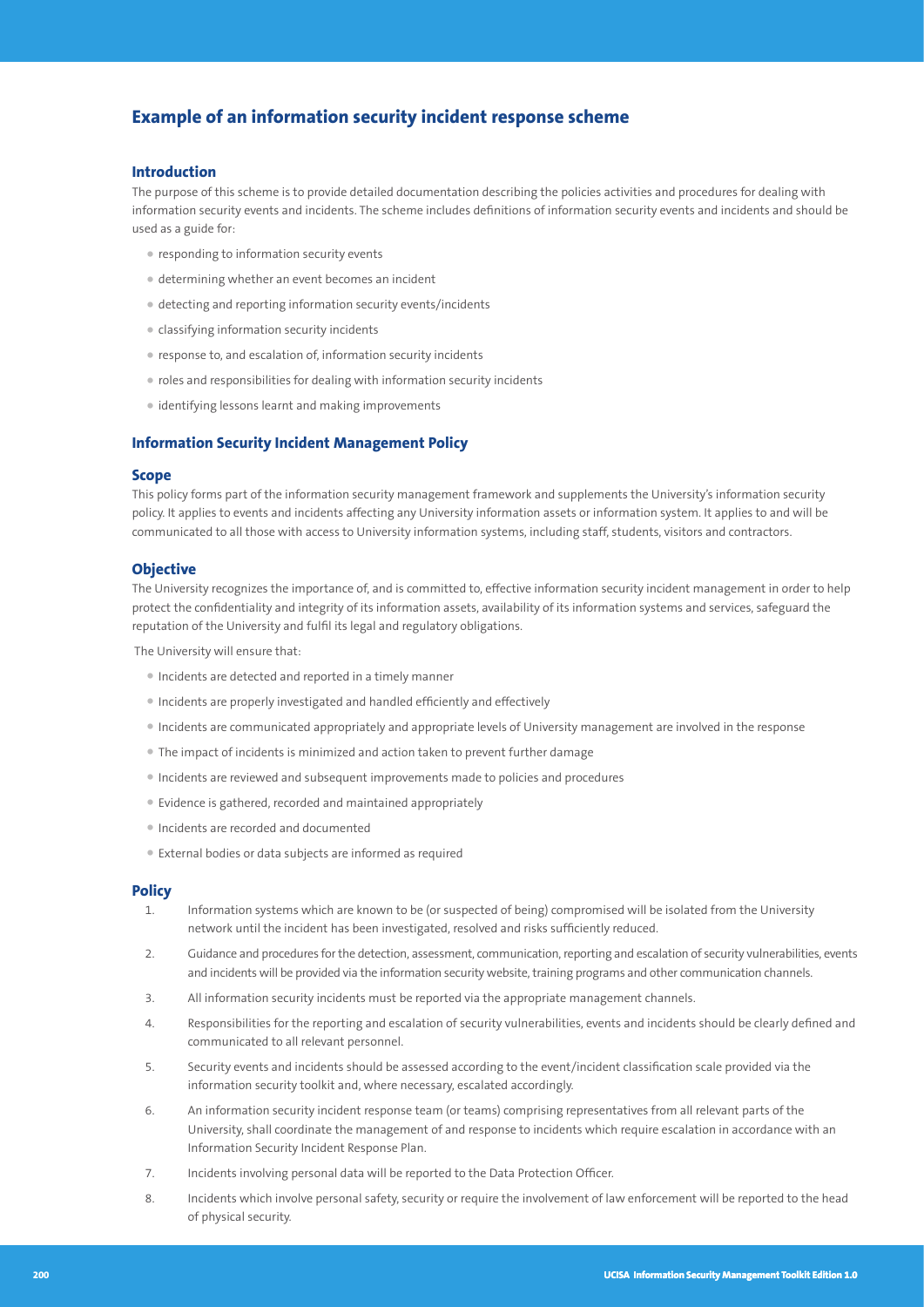# Example of an information security incident response scheme

## Introduction

The purpose of this scheme is to provide detailed documentation describing the policies activities and procedures for dealing with information security events and incidents. The scheme includes definitions of information security events and incidents and should be used as a guide for:

- responding to information security events
- determining whether an event becomes an incident
- detecting and reporting information security events/incidents
- classifying information security incidents
- response to, and escalation of, information security incidents
- roles and responsibilities for dealing with information security incidents
- identifying lessons learnt and making improvements

## Information Security Incident Management Policy

### Scope

This policy forms part of the information security management framework and supplements the University's information security policy. It applies to events and incidents affecting any University information assets or information system. It applies to and will be communicated to all those with access to University information systems, including staff, students, visitors and contractors.

### Objective

The University recognizes the importance of, and is committed to, effective information security incident management in order to help protect the confidentiality and integrity of its information assets, availability of its information systems and services, safeguard the reputation of the University and fulfil its legal and regulatory obligations.

The University will ensure that:

- Incidents are detected and reported in a timely manner
- Incidents are properly investigated and handled efficiently and effectively
- Incidents are communicated appropriately and appropriate levels of University management are involved in the response
- The impact of incidents is minimized and action taken to prevent further damage
- Incidents are reviewed and subsequent improvements made to policies and procedures
- Evidence is gathered, recorded and maintained appropriately
- Incidents are recorded and documented
- External bodies or data subjects are informed as required

### Policy

1. Information systems which are known to be (or suspected of being) compromised will be isolated from the University network until the incident has been investigated, resolved and risks sufficiently reduced.
2. Guidance and procedures for the detection, assessment, communication, reporting and escalation of security vulnerabilities, events and incidents will be provided via the information security website, training programs and other communication channels.
3. All information security incidents must be reported via the appropriate management channels.
4. Responsibilities for the reporting and escalation of security vulnerabilities, events and incidents should be clearly defined and communicated to all relevant personnel.
5. Security events and incidents should be assessed according to the event/incident classification scale provided via the information security toolkit and, where necessary, escalated accordingly.
6. An information security incident response team (or teams) comprising representatives from all relevant parts of the University, shall coordinate the management of and response to incidents which require escalation in accordance with an Information Security Incident Response Plan.
7. Incidents involving personal data will be reported to the Data Protection Officer.
8. Incidents which involve personal safety, security or require the involvement of law enforcement will be reported to the head of physical security.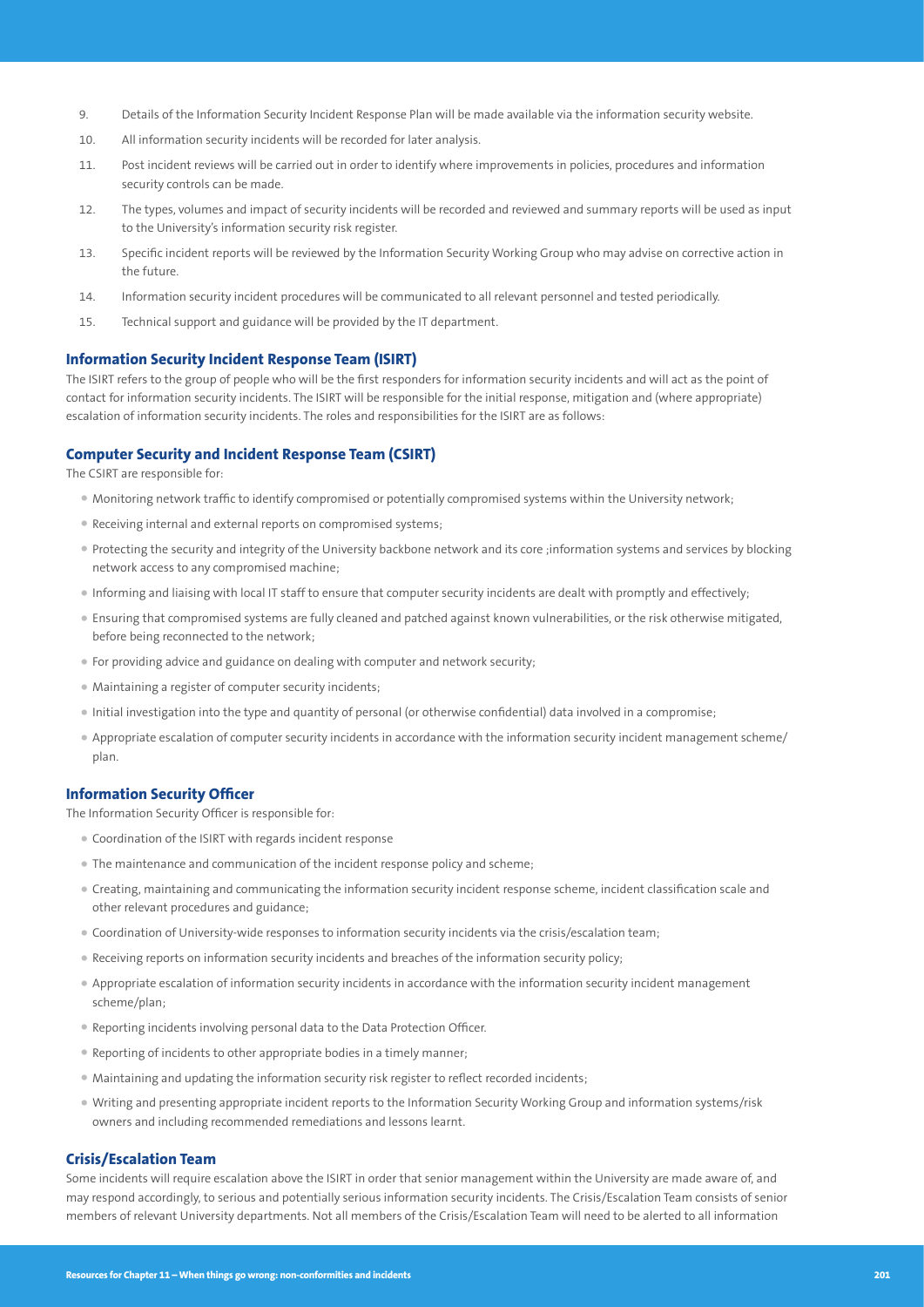9. Details of the Information Security Incident Response Plan will be made available via the information security website.
10. All information security incidents will be recorded for later analysis.
11. Post incident reviews will be carried out in order to identify where improvements in policies, procedures and information security controls can be made.
12. The types, volumes and impact of security incidents will be recorded and reviewed and summary reports will be used as input to the University's information security risk register.
13. Specific incident reports will be reviewed by the Information Security Working Group who may advise on corrective action in the future.
14. Information security incident procedures will be communicated to all relevant personnel and tested periodically.
15. Technical support and guidance will be provided by the IT department.

### Information Security Incident Response Team (ISIRT)

The ISIRT refers to the group of people who will be the first responders for information security incidents and will act as the point of contact for information security incidents. The ISIRT will be responsible for the initial response, mitigation and (where appropriate) escalation of information security incidents. The roles and responsibilities for the ISIRT are as follows:

### Computer Security and Incident Response Team (CSIRT)

The CSIRT are responsible for:

- Monitoring network traffic to identify compromised or potentially compromised systems within the University network;
- Receiving internal and external reports on compromised systems;
- Protecting the security and integrity of the University backbone network and its core ;information systems and services by blocking network access to any compromised machine;
- Informing and liaising with local IT staff to ensure that computer security incidents are dealt with promptly and effectively;
- Ensuring that compromised systems are fully cleaned and patched against known vulnerabilities, or the risk otherwise mitigated, before being reconnected to the network;
- For providing advice and guidance on dealing with computer and network security;
- Maintaining a register of computer security incidents;
- Initial investigation into the type and quantity of personal (or otherwise confidential) data involved in a compromise;
- Appropriate escalation of computer security incidents in accordance with the information security incident management scheme/ plan.

### Information Security Officer

The Information Security Officer is responsible for:

- Coordination of the ISIRT with regards incident response
- The maintenance and communication of the incident response policy and scheme;
- Creating, maintaining and communicating the information security incident response scheme, incident classification scale and other relevant procedures and guidance;
- Coordination of University-wide responses to information security incidents via the crisis/escalation team;
- Receiving reports on information security incidents and breaches of the information security policy;
- Appropriate escalation of information security incidents in accordance with the information security incident management scheme/plan;
- Reporting incidents involving personal data to the Data Protection Officer.
- Reporting of incidents to other appropriate bodies in a timely manner;
- Maintaining and updating the information security risk register to reflect recorded incidents;
- Writing and presenting appropriate incident reports to the Information Security Working Group and information systems/risk owners and including recommended remediations and lessons learnt.

### Crisis/Escalation Team

Some incidents will require escalation above the ISIRT in order that senior management within the University are made aware of, and may respond accordingly, to serious and potentially serious information security incidents. The Crisis/Escalation Team consists of senior members of relevant University departments. Not all members of the Crisis/Escalation Team will need to be alerted to all information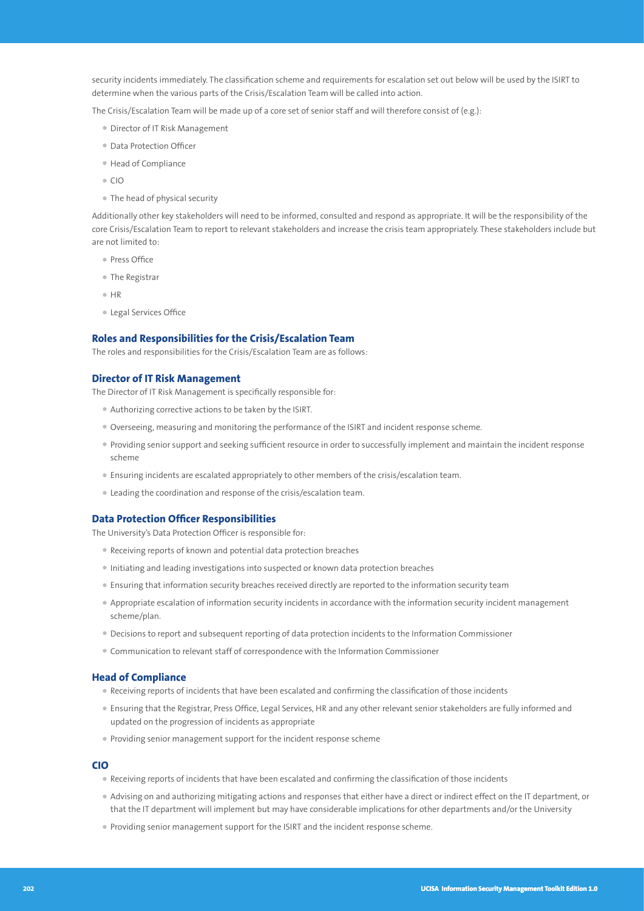security incidents immediately. The classification scheme and requirements for escalation set out below will be used by the ISIRT to determine when the various parts of the Crisis/Escalation Team will be called into action.

The Crisis/Escalation Team will be made up of a core set of senior staff and will therefore consist of (e.g.):

- Director of IT Risk Management
- Data Protection Officer
- Head of Compliance
- CIO
- The head of physical security

Additionally other key stakeholders will need to be informed, consulted and respond as appropriate. It will be the responsibility of the core Crisis/Escalation Team to report to relevant stakeholders and increase the crisis team appropriately. These stakeholders include but are not limited to:

- Press Office
- The Registrar
- HR
- Legal Services Office

### Roles and Responsibilities for the Crisis/Escalation Team

The roles and responsibilities for the Crisis/Escalation Team are as follows:

### Director of IT Risk Management

The Director of IT Risk Management is specifically responsible for:

- Authorizing corrective actions to be taken by the ISIRT.
- Overseeing, measuring and monitoring the performance of the ISIRT and incident response scheme.
- Providing senior support and seeking sufficient resource in order to successfully implement and maintain the incident response scheme
- Ensuring incidents are escalated appropriately to other members of the crisis/escalation team.
- Leading the coordination and response of the crisis/escalation team.

### Data Protection Officer Responsibilities

The University's Data Protection Officer is responsible for:

- Receiving reports of known and potential data protection breaches
- Initiating and leading investigations into suspected or known data protection breaches
- Ensuring that information security breaches received directly are reported to the information security team
- Appropriate escalation of information security incidents in accordance with the information security incident management scheme/plan.
- Decisions to report and subsequent reporting of data protection incidents to the Information Commissioner
- Communication to relevant staff of correspondence with the Information Commissioner

### Head of Compliance

- Receiving reports of incidents that have been escalated and confirming the classification of those incidents
- Ensuring that the Registrar, Press Office, Legal Services, HR and any other relevant senior stakeholders are fully informed and updated on the progression of incidents as appropriate
- Providing senior management support for the incident response scheme

### CIO

- Receiving reports of incidents that have been escalated and confirming the classification of those incidents
- Advising on and authorizing mitigating actions and responses that either have a direct or indirect effect on the IT department, or that the IT department will implement but may have considerable implications for other departments and/or the University
- Providing senior management support for the ISIRT and the incident response scheme.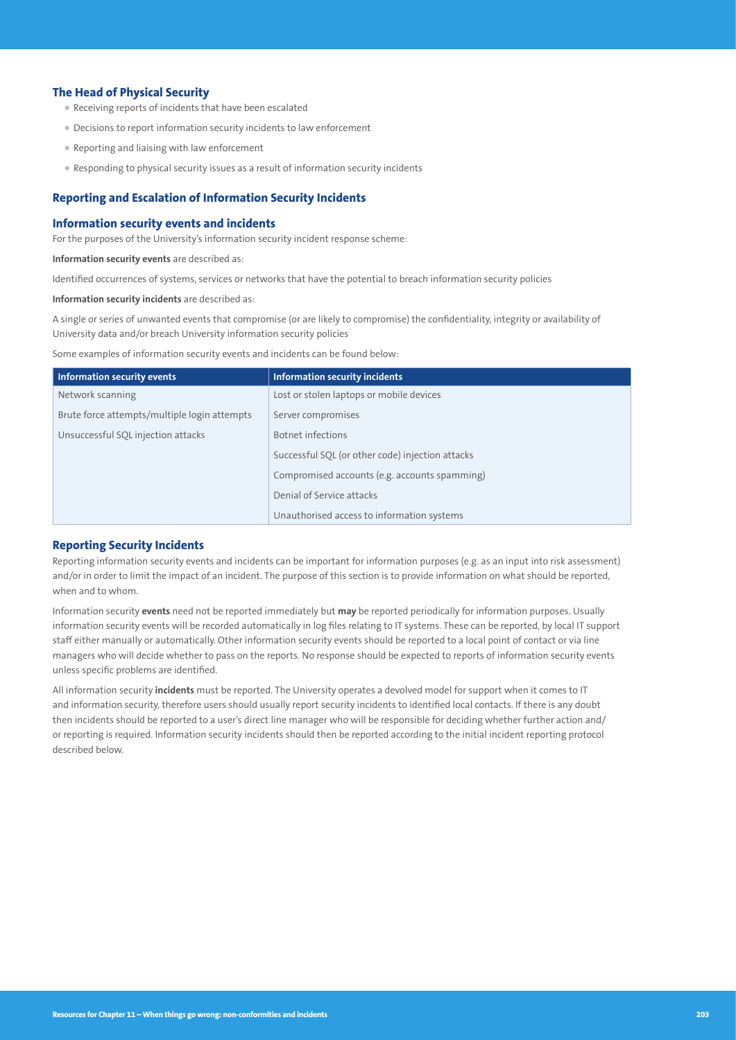### The Head of Physical Security

- Receiving reports of incidents that have been escalated
- Decisions to report information security incidents to law enforcement
- Reporting and liaising with law enforcement
- Responding to physical security issues as a result of information security incidents

## Reporting and Escalation of Information Security Incidents

### Information security events and incidents

For the purposes of the University's information security incident response scheme:

**Information security events** are described as:

Identified occurrences of systems, services or networks that have the potential to breach information security policies

**Information security incidents** are described as:

A single or series of unwanted events that compromise (or are likely to compromise) the confidentiality, integrity or availability of University data and/or breach University information security policies

Some examples of information security events and incidents can be found below:

| Information security events | Information security incidents |
|---|---|
| Network scanning | Lost or stolen laptops or mobile devices |
| Brute force attempts/multiple login attempts | Server compromises |
| Unsuccessful SQL injection attacks | Botnet infections |
| | Successful SQL (or other code) injection attacks |
| | Compromised accounts (e.g. accounts spamming) |
| | Denial of Service attacks |
| | Unauthorised access to information systems |

### Reporting Security Incidents

Reporting information security events and incidents can be important for information purposes (e.g. as an input into risk assessment) and/or in order to limit the impact of an incident. The purpose of this section is to provide information on what should be reported, when and to whom.

Information security **events** need not be reported immediately but **may** be reported periodically for information purposes. Usually information security events will be recorded automatically in log files relating to IT systems. These can be reported, by local IT support staff either manually or automatically. Other information security events should be reported to a local point of contact or via line managers who will decide whether to pass on the reports. No response should be expected to reports of information security events unless specific problems are identified.

All information security **incidents** must be reported. The University operates a devolved model for support when it comes to IT and information security, therefore users should usually report security incidents to identified local contacts. If there is any doubt then incidents should be reported to a user's direct line manager who will be responsible for deciding whether further action and/or reporting is required. Information security incidents should then be reported according to the initial incident reporting protocol described below.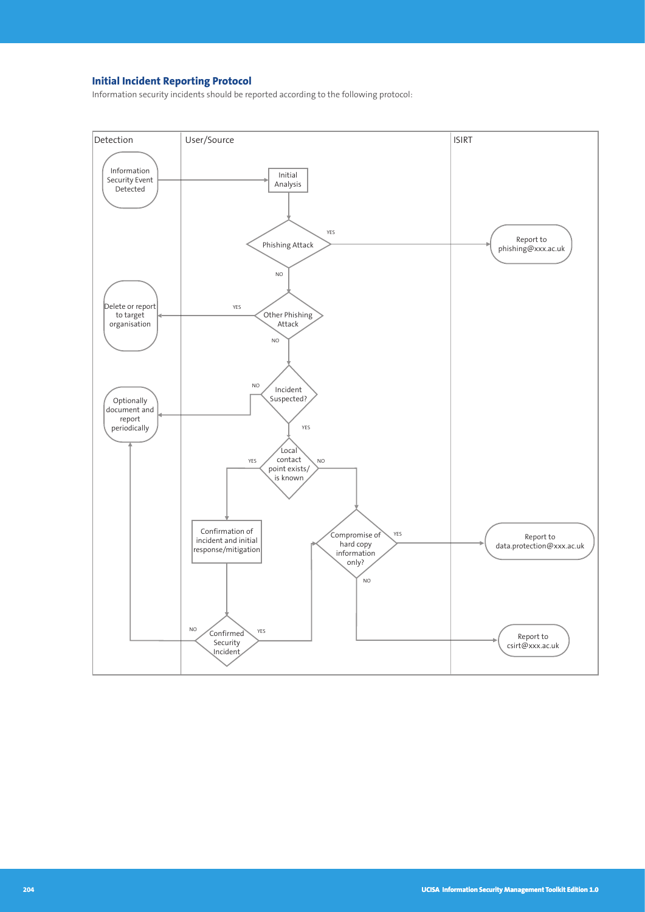### Initial Incident Reporting Protocol

Information security incidents should be reported according to the following protocol:

Detection | User/Source | ISIRT

- Information Security Event Detected → Initial Analysis
- Initial Analysis → Phishing Attack
  - YES → Report to phishing@xxx.ac.uk
  - NO → Other Phishing Attack
- Other Phishing Attack
  - YES → Delete or report to target organisation
  - NO → Incident Suspected?
- Incident Suspected?
  - NO → Optionally document and report periodically
  - YES → Local contact point exists/ is known
- Local contact point exists/ is known
  - YES → Confirmation of incident and initial response/mitigation
  - NO → Compromise of hard copy information only?
- Confirmation of incident and initial response/mitigation → Confirmed Security Incident
- Confirmed Security Incident
  - NO → Optionally document and report periodically
  - YES → Compromise of hard copy information only?
- Compromise of hard copy information only?
  - YES → Report to data.protection@xxx.ac.uk
  - NO → Report to csirt@xxx.ac.uk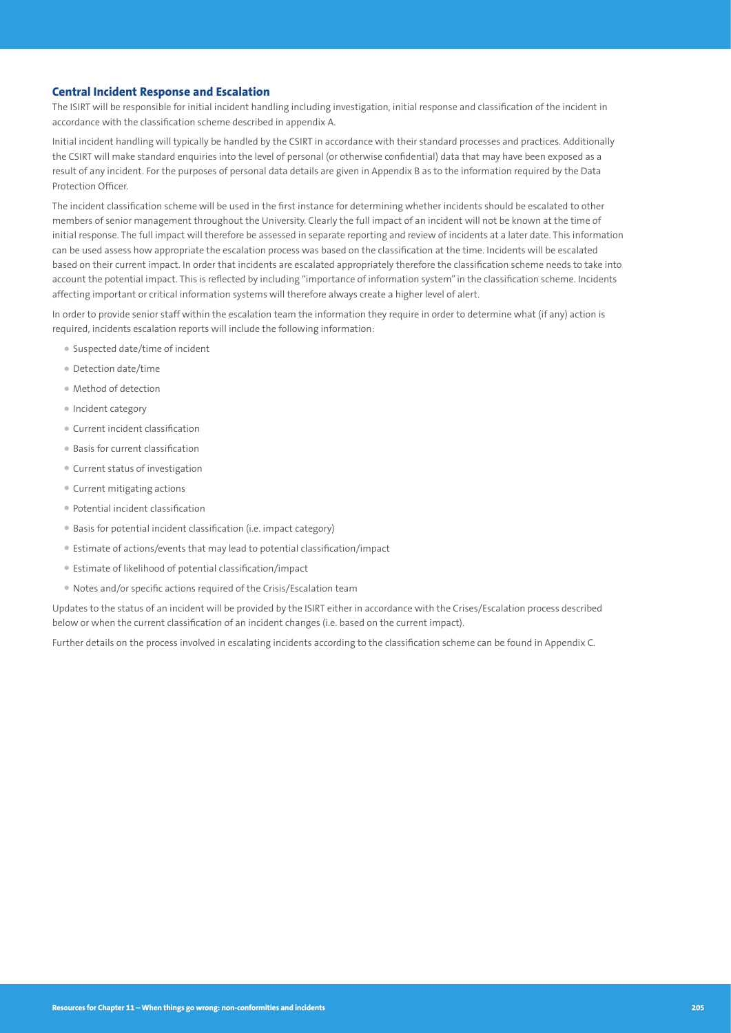## Central Incident Response and Escalation

The ISIRT will be responsible for initial incident handling including investigation, initial response and classification of the incident in accordance with the classification scheme described in appendix A.

Initial incident handling will typically be handled by the CSIRT in accordance with their standard processes and practices. Additionally the CSIRT will make standard enquiries into the level of personal (or otherwise confidential) data that may have been exposed as a result of any incident. For the purposes of personal data details are given in Appendix B as to the information required by the Data Protection Officer.

The incident classification scheme will be used in the first instance for determining whether incidents should be escalated to other members of senior management throughout the University. Clearly the full impact of an incident will not be known at the time of initial response. The full impact will therefore be assessed in separate reporting and review of incidents at a later date. This information can be used assess how appropriate the escalation process was based on the classification at the time. Incidents will be escalated based on their current impact. In order that incidents are escalated appropriately therefore the classification scheme needs to take into account the potential impact. This is reflected by including "importance of information system" in the classification scheme. Incidents affecting important or critical information systems will therefore always create a higher level of alert.

In order to provide senior staff within the escalation team the information they require in order to determine what (if any) action is required, incidents escalation reports will include the following information:

- Suspected date/time of incident
- Detection date/time
- Method of detection
- Incident category
- Current incident classification
- Basis for current classification
- Current status of investigation
- Current mitigating actions
- Potential incident classification
- Basis for potential incident classification (i.e. impact category)
- Estimate of actions/events that may lead to potential classification/impact
- Estimate of likelihood of potential classification/impact
- Notes and/or specific actions required of the Crisis/Escalation team

Updates to the status of an incident will be provided by the ISIRT either in accordance with the Crises/Escalation process described below or when the current classification of an incident changes (i.e. based on the current impact).

Further details on the process involved in escalating incidents according to the classification scheme can be found in Appendix C.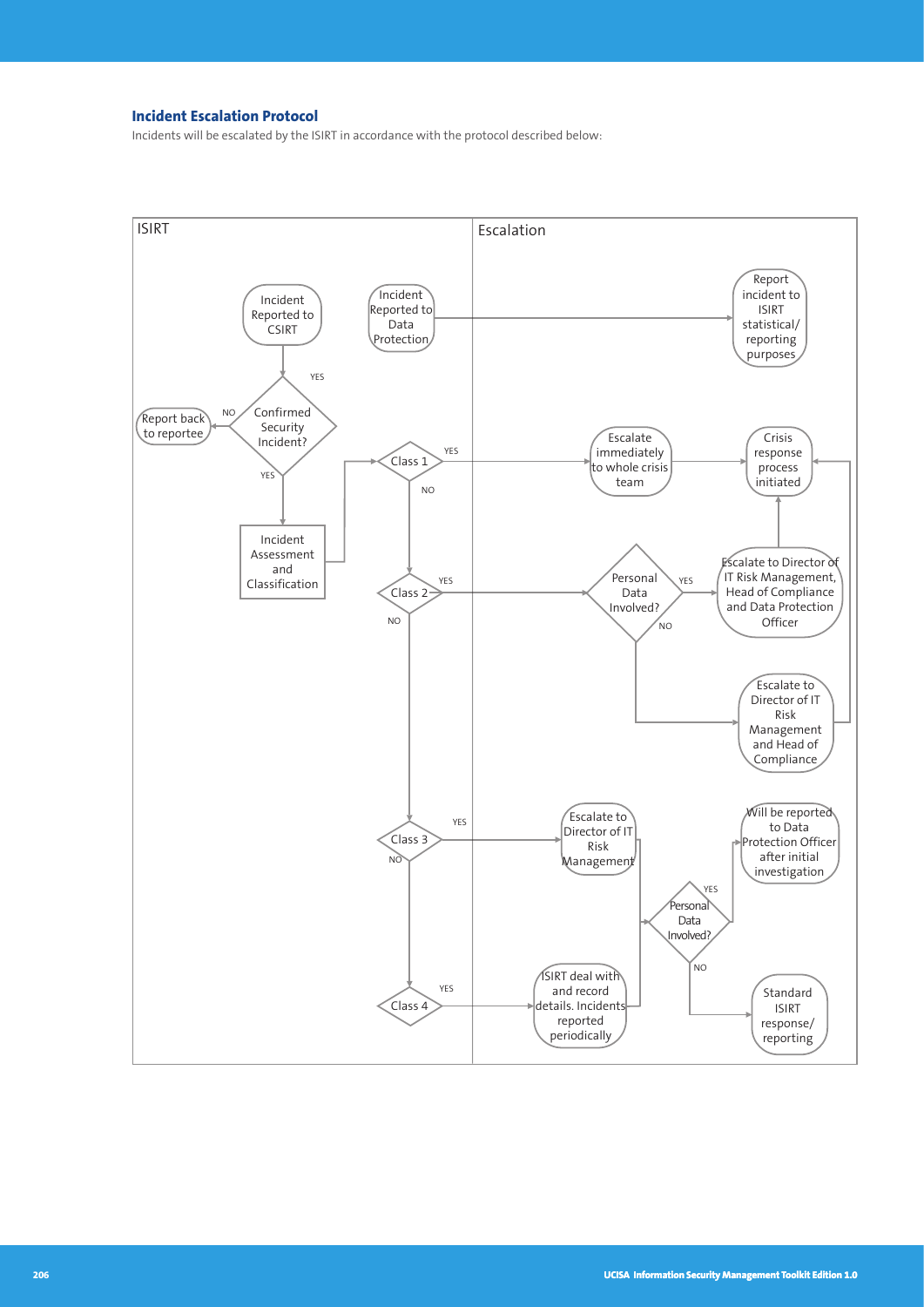### Incident Escalation Protocol

Incidents will be escalated by the ISIRT in accordance with the protocol described below:

**ISIRT**

- Incident Reported to CSIRT → Confirmed Security Incident?
  - NO → Report back to reportee
  - YES → Incident Assessment and Classification → Class 1?
- Incident Reported to Data Protection → Report incident to ISIRT statistical/reporting purposes
- Class 1?
  - YES → Escalate immediately to whole crisis team → Crisis response process initiated
  - NO → Class 2?
- Class 2?
  - YES → Personal Data Involved?
    - YES → Escalate to Director of IT Risk Management, Head of Compliance and Data Protection Officer → Crisis response process initiated
    - NO → Escalate to Director of IT Risk Management and Head of Compliance → Crisis response process initiated
  - NO → Class 3?
- Class 3?
  - YES → Escalate to Director of IT Risk Management → Personal Data Involved?
  - NO → Class 4?
- Class 4?
  - YES → ISIRT deal with and record details. Incidents reported periodically → Personal Data Involved?
- Personal Data Involved?
  - YES → Will be reported to Data Protection Officer after initial investigation
  - NO → Standard ISIRT response/reporting

**Escalation**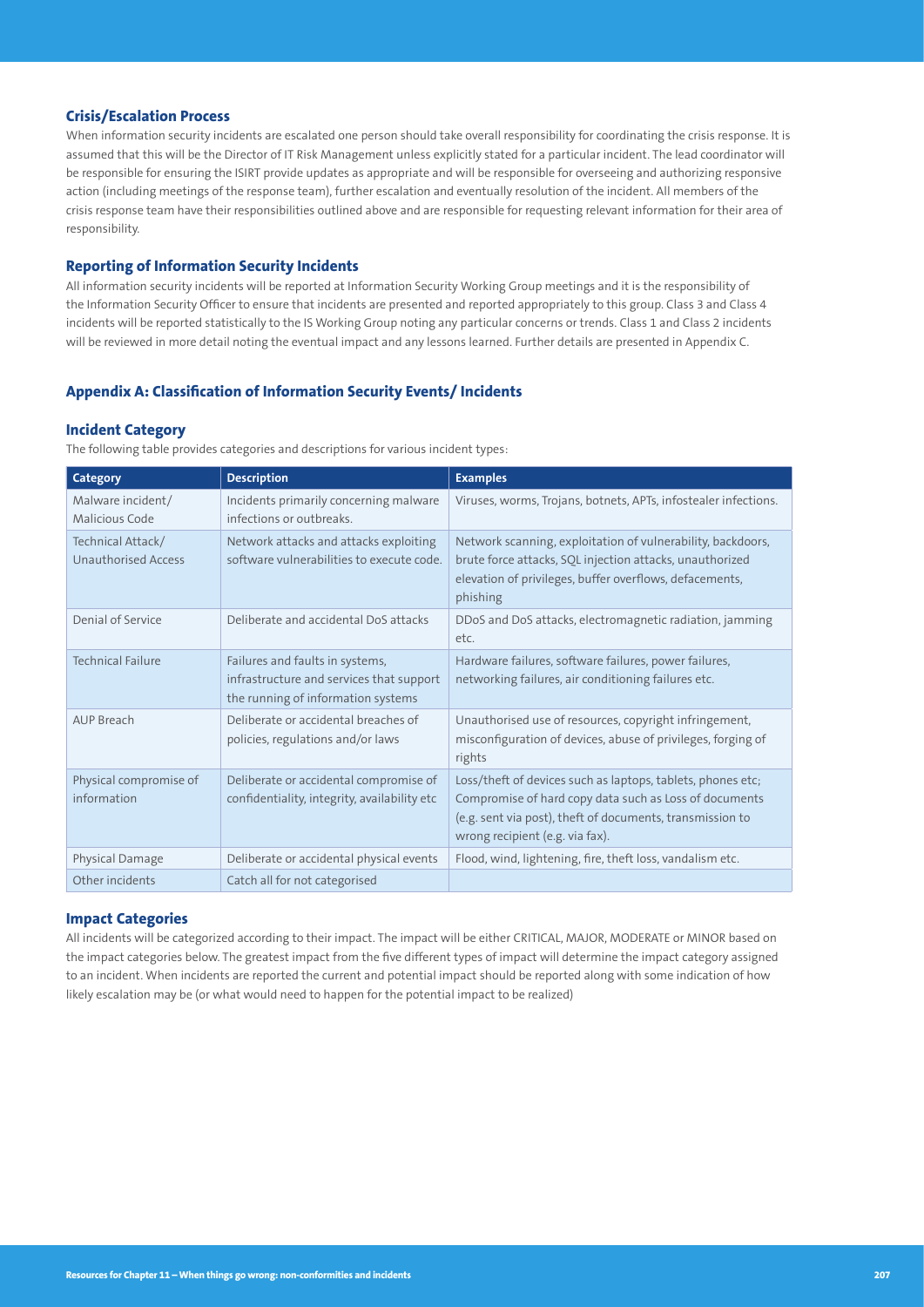### Crisis/Escalation Process

When information security incidents are escalated one person should take overall responsibility for coordinating the crisis response. It is assumed that this will be the Director of IT Risk Management unless explicitly stated for a particular incident. The lead coordinator will be responsible for ensuring the ISIRT provide updates as appropriate and will be responsible for overseeing and authorizing responsive action (including meetings of the response team), further escalation and eventually resolution of the incident. All members of the crisis response team have their responsibilities outlined above and are responsible for requesting relevant information for their area of responsibility.

### Reporting of Information Security Incidents

All information security incidents will be reported at Information Security Working Group meetings and it is the responsibility of the Information Security Officer to ensure that incidents are presented and reported appropriately to this group. Class 3 and Class 4 incidents will be reported statistically to the IS Working Group noting any particular concerns or trends. Class 1 and Class 2 incidents will be reviewed in more detail noting the eventual impact and any lessons learned. Further details are presented in Appendix C.

## Appendix A: Classification of Information Security Events/ Incidents

### Incident Category

The following table provides categories and descriptions for various incident types:

| Category | Description | Examples |
|---|---|---|
| Malware incident/ Malicious Code | Incidents primarily concerning malware infections or outbreaks. | Viruses, worms, Trojans, botnets, APTs, infostealer infections. |
| Technical Attack/ Unauthorised Access | Network attacks and attacks exploiting software vulnerabilities to execute code. | Network scanning, exploitation of vulnerability, backdoors, brute force attacks, SQL injection attacks, unauthorized elevation of privileges, buffer overflows, defacements, phishing |
| Denial of Service | Deliberate and accidental DoS attacks | DDoS and DoS attacks, electromagnetic radiation, jamming etc. |
| Technical Failure | Failures and faults in systems, infrastructure and services that support the running of information systems | Hardware failures, software failures, power failures, networking failures, air conditioning failures etc. |
| AUP Breach | Deliberate or accidental breaches of policies, regulations and/or laws | Unauthorised use of resources, copyright infringement, misconfiguration of devices, abuse of privileges, forging of rights |
| Physical compromise of information | Deliberate or accidental compromise of confidentiality, integrity, availability etc | Loss/theft of devices such as laptops, tablets, phones etc; Compromise of hard copy data such as Loss of documents (e.g. sent via post), theft of documents, transmission to wrong recipient (e.g. via fax). |
| Physical Damage | Deliberate or accidental physical events | Flood, wind, lightening, fire, theft loss, vandalism etc. |
| Other incidents | Catch all for not categorised | |

### Impact Categories

All incidents will be categorized according to their impact. The impact will be either CRITICAL, MAJOR, MODERATE or MINOR based on the impact categories below. The greatest impact from the five different types of impact will determine the impact category assigned to an incident. When incidents are reported the current and potential impact should be reported along with some indication of how likely escalation may be (or what would need to happen for the potential impact to be realized)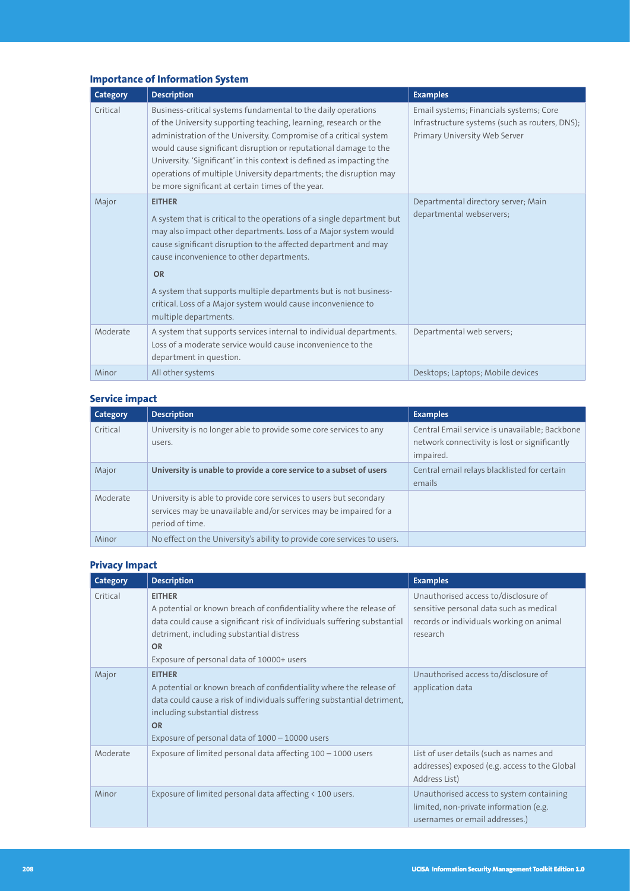### Importance of Information System

| Category | Description | Examples |
|---|---|---|
| Critical | Business-critical systems fundamental to the daily operations of the University supporting teaching, learning, research or the administration of the University. Compromise of a critical system would cause significant disruption or reputational damage to the University. 'Significant' in this context is defined as impacting the operations of multiple University departments; the disruption may be more significant at certain times of the year. | Email systems; Financials systems; Core Infrastructure systems (such as routers, DNS); Primary University Web Server |
| Major | **EITHER** A system that is critical to the operations of a single department but may also impact other departments. Loss of a Major system would cause significant disruption to the affected department and may cause inconvenience to other departments. **OR** A system that supports multiple departments but is not business-critical. Loss of a Major system would cause inconvenience to multiple departments. | Departmental directory server; Main departmental webservers; |
| Moderate | A system that supports services internal to individual departments. Loss of a moderate service would cause inconvenience to the department in question. | Departmental web servers; |
| Minor | All other systems | Desktops; Laptops; Mobile devices |

### Service impact

| Category | Description | Examples |
|---|---|---|
| Critical | University is no longer able to provide some core services to any users. | Central Email service is unavailable; Backbone network connectivity is lost or significantly impaired. |
| Major | **University is unable to provide a core service to a subset of users** | Central email relays blacklisted for certain emails |
| Moderate | University is able to provide core services to users but secondary services may be unavailable and/or services may be impaired for a period of time. | |
| Minor | No effect on the University's ability to provide core services to users. | |

### Privacy Impact

| Category | Description | Examples |
|---|---|---|
| Critical | **EITHER** A potential or known breach of confidentiality where the release of data could cause a significant risk of individuals suffering substantial detriment, including substantial distress **OR** Exposure of personal data of 10000+ users | Unauthorised access to/disclosure of sensitive personal data such as medical records or individuals working on animal research |
| Major | **EITHER** A potential or known breach of confidentiality where the release of data could cause a risk of individuals suffering substantial detriment, including substantial distress **OR** Exposure of personal data of 1000 – 10000 users | Unauthorised access to/disclosure of application data |
| Moderate | Exposure of limited personal data affecting 100 – 1000 users | List of user details (such as names and addresses) exposed (e.g. access to the Global Address List) |
| Minor | Exposure of limited personal data affecting < 100 users. | Unauthorised access to system containing limited, non-private information (e.g. usernames or email addresses.) |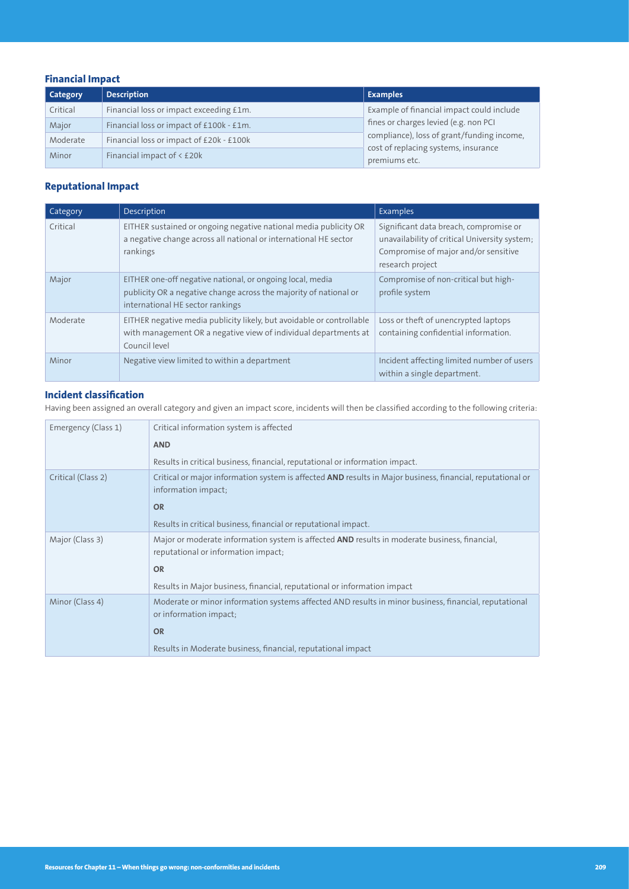### Financial Impact

| Category | Description | Examples |
| --- | --- | --- |
| Critical | Financial loss or impact exceeding £1m. | Example of financial impact could include fines or charges levied (e.g. non PCI compliance), loss of grant/funding income, cost of replacing systems, insurance premiums etc. |
| Major | Financial loss or impact of £100k - £1m. | |
| Moderate | Financial loss or impact of £20k - £100k | |
| Minor | Financial impact of < £20k | |

### Reputational Impact

| Category | Description | Examples |
| --- | --- | --- |
| Critical | EITHER sustained or ongoing negative national media publicity OR a negative change across all national or international HE sector rankings | Significant data breach, compromise or unavailability of critical University system; Compromise of major and/or sensitive research project |
| Major | EITHER one-off negative national, or ongoing local, media publicity OR a negative change across the majority of national or international HE sector rankings | Compromise of non-critical but high-profile system |
| Moderate | EITHER negative media publicity likely, but avoidable or controllable with management OR a negative view of individual departments at Council level | Loss or theft of unencrypted laptops containing confidential information. |
| Minor | Negative view limited to within a department | Incident affecting limited number of users within a single department. |

### Incident classification

Having been assigned an overall category and given an impact score, incidents will then be classified according to the following criteria:

| | |
| --- | --- |
| Emergency (Class 1) | Critical information system is affected<br>**AND**<br>Results in critical business, financial, reputational or information impact. |
| Critical (Class 2) | Critical or major information system is affected **AND** results in Major business, financial, reputational or information impact;<br>**OR**<br>Results in critical business, financial or reputational impact. |
| Major (Class 3) | Major or moderate information system is affected **AND** results in moderate business, financial, reputational or information impact;<br>**OR**<br>Results in Major business, financial, reputational or information impact |
| Minor (Class 4) | Moderate or minor information systems affected AND results in minor business, financial, reputational or information impact;<br>**OR**<br>Results in Moderate business, financial, reputational impact |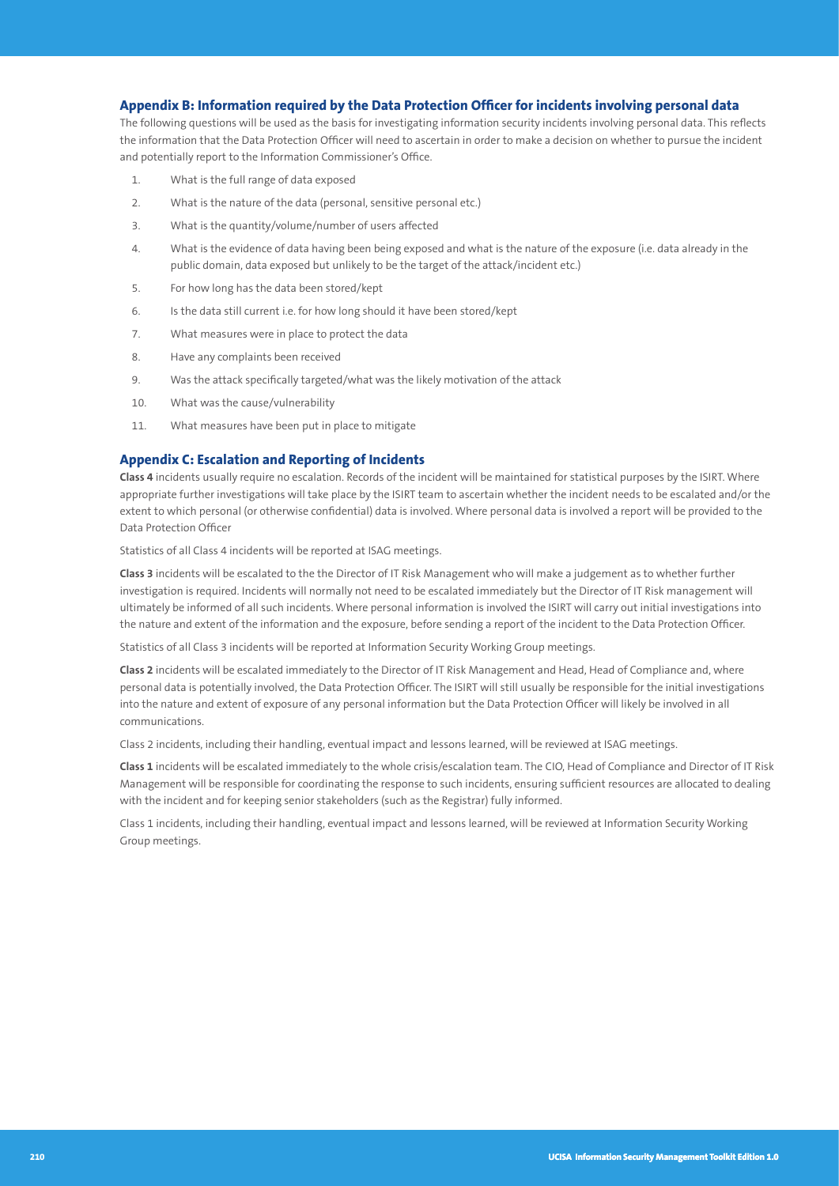## Appendix B: Information required by the Data Protection Officer for incidents involving personal data

The following questions will be used as the basis for investigating information security incidents involving personal data. This reflects the information that the Data Protection Officer will need to ascertain in order to make a decision on whether to pursue the incident and potentially report to the Information Commissioner's Office.

1. What is the full range of data exposed
2. What is the nature of the data (personal, sensitive personal etc.)
3. What is the quantity/volume/number of users affected
4. What is the evidence of data having been being exposed and what is the nature of the exposure (i.e. data already in the public domain, data exposed but unlikely to be the target of the attack/incident etc.)
5. For how long has the data been stored/kept
6. Is the data still current i.e. for how long should it have been stored/kept
7. What measures were in place to protect the data
8. Have any complaints been received
9. Was the attack specifically targeted/what was the likely motivation of the attack
10. What was the cause/vulnerability
11. What measures have been put in place to mitigate

## Appendix C: Escalation and Reporting of Incidents

**Class 4** incidents usually require no escalation. Records of the incident will be maintained for statistical purposes by the ISIRT. Where appropriate further investigations will take place by the ISIRT team to ascertain whether the incident needs to be escalated and/or the extent to which personal (or otherwise confidential) data is involved. Where personal data is involved a report will be provided to the Data Protection Officer

Statistics of all Class 4 incidents will be reported at ISAG meetings.

**Class 3** incidents will be escalated to the the Director of IT Risk Management who will make a judgement as to whether further investigation is required. Incidents will normally not need to be escalated immediately but the Director of IT Risk management will ultimately be informed of all such incidents. Where personal information is involved the ISIRT will carry out initial investigations into the nature and extent of the information and the exposure, before sending a report of the incident to the Data Protection Officer.

Statistics of all Class 3 incidents will be reported at Information Security Working Group meetings.

**Class 2** incidents will be escalated immediately to the Director of IT Risk Management and Head, Head of Compliance and, where personal data is potentially involved, the Data Protection Officer. The ISIRT will still usually be responsible for the initial investigations into the nature and extent of exposure of any personal information but the Data Protection Officer will likely be involved in all communications.

Class 2 incidents, including their handling, eventual impact and lessons learned, will be reviewed at ISAG meetings.

**Class 1** incidents will be escalated immediately to the whole crisis/escalation team. The CIO, Head of Compliance and Director of IT Risk Management will be responsible for coordinating the response to such incidents, ensuring sufficient resources are allocated to dealing with the incident and for keeping senior stakeholders (such as the Registrar) fully informed.

Class 1 incidents, including their handling, eventual impact and lessons learned, will be reviewed at Information Security Working Group meetings.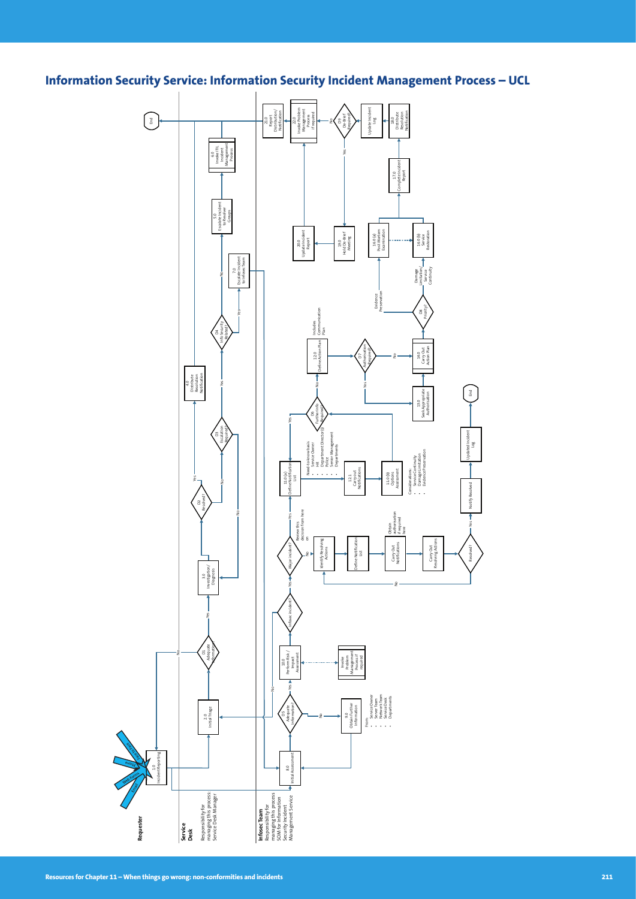## Information Security Service: Information Security Incident Management Process – UCL

**Requester**

**Service Desk**
Responsibility for managing this process: Service Desk Manager

**Infosec Team**
Responsibility for managing this process: SOM for Information Security Incident Management Service

Email · Web Forms · Phone · Infosec Team

1.0 Incident Reporting

2.0 Initial Triage

D1 Adequate Information? — Yes / No

3.0 Investigation/Diagnosis

D2 Resolved? — Yes / No

4.0 Distribute Resolution Notification

D3 Escalation Required? — Yes / No

D4 Info Security Related? — Yes / No

5.0 Escalate Incident to Resolver Groups

6.0 Invoke ITIL Incident Management Process

7.0 Escalate Incident to Infosec Team

End

8.0 Initial Assessment

D5 Adequate Information? — Yes / No

9.0 Obtain Further Information
From:
- Service Owner
- Server Team
- Network Team
- Service Desk
- Departments

10.0 Perform Risk / Impact Assessment

Invoke Problem Management Process if required

Infosec incident? — Yes / No

Major incident? — Yes / No

Review this decision from here on

Identify Resolving Actions

Define Notification List

Carry Out Notifications

Obtain authorisation if required here

Carry Out Resolving Actions

Resolved? — Yes / No

Notify Resolved

Updated Incident Log

End

11.0 (a) Define Notification List

Need-to-know basis:
- Service Owner
- HR
- Department Director(s)
- Police
- Senior Management
- Departments

12.1 Carry out Notifications

11.0 (b) Options Assessment

Considerations:
- Service Continuity
- Damage Limitation
- Evidence Preservation

D6 Further Info Required? — Yes / No

12.0 Define Action Plan

Includes Communication Plan

D7 Authorisation Required? — Yes / No

13.0 Seek Appropriate Authorisation

14.0 Carry Out Action Plan

D8 Priority? — Evidence Preservation / Damage Limitation/ Service Continuity

16.0 (a) Post-Mortem Examination

16.0 (b) Service Restoration

17.0 Complete Incident Report

18.0 Distribute Resolution Notification

Update Incident Log

D9 De-Brief Required? — Yes / No

19.0 Hold De-Brief Meeting

20.0 Update Incident Report

22.0 Invoke Problem Management Process if required

21.0 Report Distribution/ Notification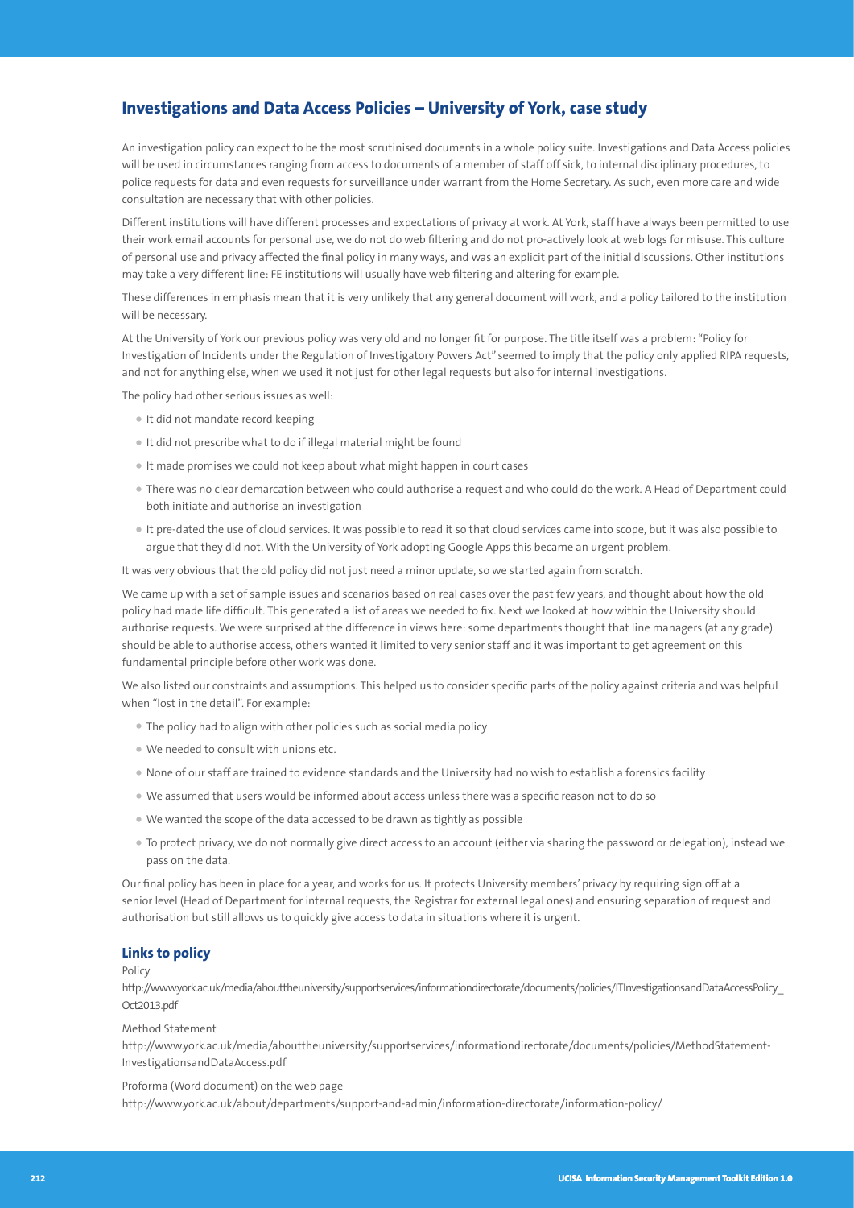## Investigations and Data Access Policies – University of York, case study

An investigation policy can expect to be the most scrutinised documents in a whole policy suite. Investigations and Data Access policies will be used in circumstances ranging from access to documents of a member of staff off sick, to internal disciplinary procedures, to police requests for data and even requests for surveillance under warrant from the Home Secretary. As such, even more care and wide consultation are necessary that with other policies.

Different institutions will have different processes and expectations of privacy at work. At York, staff have always been permitted to use their work email accounts for personal use, we do not do web filtering and do not pro-actively look at web logs for misuse. This culture of personal use and privacy affected the final policy in many ways, and was an explicit part of the initial discussions. Other institutions may take a very different line: FE institutions will usually have web filtering and altering for example.

These differences in emphasis mean that it is very unlikely that any general document will work, and a policy tailored to the institution will be necessary.

At the University of York our previous policy was very old and no longer fit for purpose. The title itself was a problem: "Policy for Investigation of Incidents under the Regulation of Investigatory Powers Act" seemed to imply that the policy only applied RIPA requests, and not for anything else, when we used it not just for other legal requests but also for internal investigations.

The policy had other serious issues as well:

- It did not mandate record keeping
- It did not prescribe what to do if illegal material might be found
- It made promises we could not keep about what might happen in court cases
- There was no clear demarcation between who could authorise a request and who could do the work. A Head of Department could both initiate and authorise an investigation
- It pre-dated the use of cloud services. It was possible to read it so that cloud services came into scope, but it was also possible to argue that they did not. With the University of York adopting Google Apps this became an urgent problem.

It was very obvious that the old policy did not just need a minor update, so we started again from scratch.

We came up with a set of sample issues and scenarios based on real cases over the past few years, and thought about how the old policy had made life difficult. This generated a list of areas we needed to fix. Next we looked at how within the University should authorise requests. We were surprised at the difference in views here: some departments thought that line managers (at any grade) should be able to authorise access, others wanted it limited to very senior staff and it was important to get agreement on this fundamental principle before other work was done.

We also listed our constraints and assumptions. This helped us to consider specific parts of the policy against criteria and was helpful when "lost in the detail". For example:

- The policy had to align with other policies such as social media policy
- We needed to consult with unions etc.
- None of our staff are trained to evidence standards and the University had no wish to establish a forensics facility
- We assumed that users would be informed about access unless there was a specific reason not to do so
- We wanted the scope of the data accessed to be drawn as tightly as possible
- To protect privacy, we do not normally give direct access to an account (either via sharing the password or delegation), instead we pass on the data.

Our final policy has been in place for a year, and works for us. It protects University members' privacy by requiring sign off at a senior level (Head of Department for internal requests, the Registrar for external legal ones) and ensuring separation of request and authorisation but still allows us to quickly give access to data in situations where it is urgent.

### Links to policy

Policy
http://www.york.ac.uk/media/abouttheuniversity/supportservices/informationdirectorate/documents/policies/ITInvestigationsandDataAccessPolicy_Oct2013.pdf

Method Statement
http://www.york.ac.uk/media/abouttheuniversity/supportservices/informationdirectorate/documents/policies/MethodStatement-InvestigationsandDataAccess.pdf

Proforma (Word document) on the web page
http://www.york.ac.uk/about/departments/support-and-admin/information-directorate/information-policy/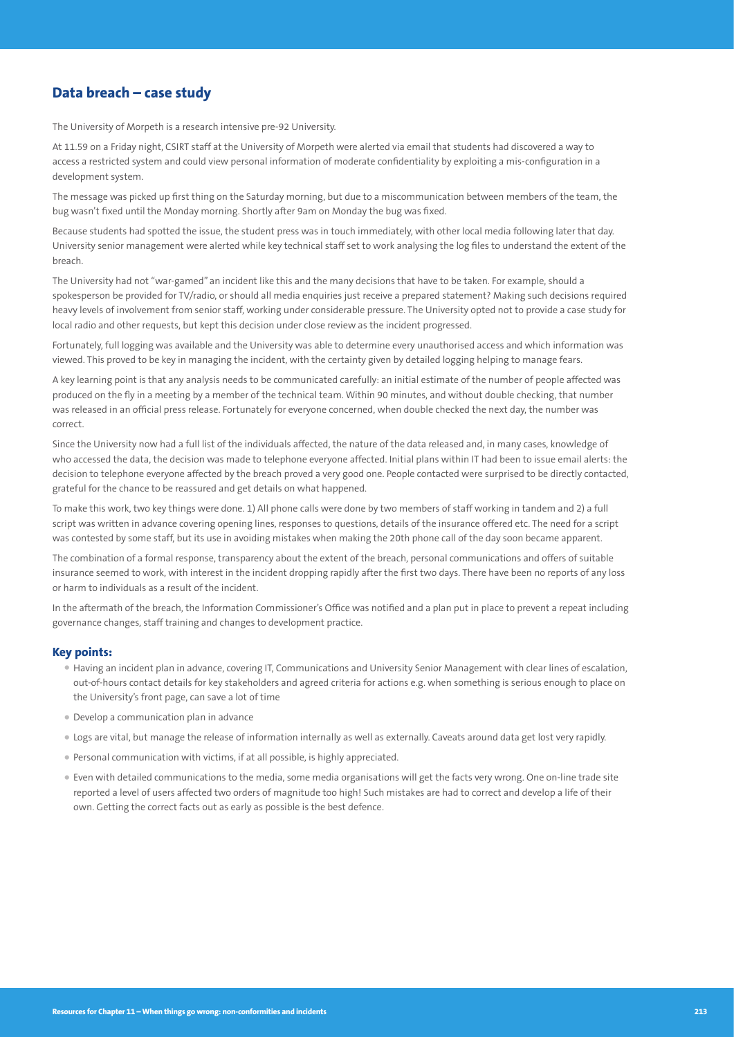## Data breach – case study

The University of Morpeth is a research intensive pre-92 University.

At 11.59 on a Friday night, CSIRT staff at the University of Morpeth were alerted via email that students had discovered a way to access a restricted system and could view personal information of moderate confidentiality by exploiting a mis-configuration in a development system.

The message was picked up first thing on the Saturday morning, but due to a miscommunication between members of the team, the bug wasn't fixed until the Monday morning. Shortly after 9am on Monday the bug was fixed.

Because students had spotted the issue, the student press was in touch immediately, with other local media following later that day. University senior management were alerted while key technical staff set to work analysing the log files to understand the extent of the breach.

The University had not "war-gamed" an incident like this and the many decisions that have to be taken. For example, should a spokesperson be provided for TV/radio, or should all media enquiries just receive a prepared statement? Making such decisions required heavy levels of involvement from senior staff, working under considerable pressure. The University opted not to provide a case study for local radio and other requests, but kept this decision under close review as the incident progressed.

Fortunately, full logging was available and the University was able to determine every unauthorised access and which information was viewed. This proved to be key in managing the incident, with the certainty given by detailed logging helping to manage fears.

A key learning point is that any analysis needs to be communicated carefully: an initial estimate of the number of people affected was produced on the fly in a meeting by a member of the technical team. Within 90 minutes, and without double checking, that number was released in an official press release. Fortunately for everyone concerned, when double checked the next day, the number was correct.

Since the University now had a full list of the individuals affected, the nature of the data released and, in many cases, knowledge of who accessed the data, the decision was made to telephone everyone affected. Initial plans within IT had been to issue email alerts: the decision to telephone everyone affected by the breach proved a very good one. People contacted were surprised to be directly contacted, grateful for the chance to be reassured and get details on what happened.

To make this work, two key things were done. 1) All phone calls were done by two members of staff working in tandem and 2) a full script was written in advance covering opening lines, responses to questions, details of the insurance offered etc. The need for a script was contested by some staff, but its use in avoiding mistakes when making the 20th phone call of the day soon became apparent.

The combination of a formal response, transparency about the extent of the breach, personal communications and offers of suitable insurance seemed to work, with interest in the incident dropping rapidly after the first two days. There have been no reports of any loss or harm to individuals as a result of the incident.

In the aftermath of the breach, the Information Commissioner's Office was notified and a plan put in place to prevent a repeat including governance changes, staff training and changes to development practice.

### Key points:

- Having an incident plan in advance, covering IT, Communications and University Senior Management with clear lines of escalation, out-of-hours contact details for key stakeholders and agreed criteria for actions e.g. when something is serious enough to place on the University's front page, can save a lot of time
- Develop a communication plan in advance
- Logs are vital, but manage the release of information internally as well as externally. Caveats around data get lost very rapidly.
- Personal communication with victims, if at all possible, is highly appreciated.
- Even with detailed communications to the media, some media organisations will get the facts very wrong. One on-line trade site reported a level of users affected two orders of magnitude too high! Such mistakes are had to correct and develop a life of their own. Getting the correct facts out as early as possible is the best defence.